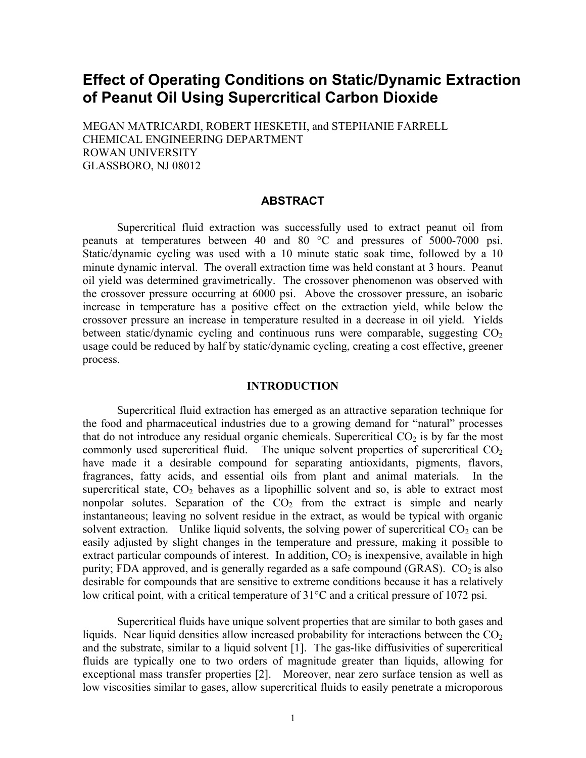# Effect of Operating Conditions on Static/Dynamic Extraction of Peanut Oil Using Supercritical Carbon Dioxide

MEGAN MATRICARDI, ROBERT HESKETH, and STEPHANIE FARRELL
CHEMICAL ENGINEERING DEPARTMENT
ROWAN UNIVERSITY
GLASSBORO, NJ 08012

## ABSTRACT

Supercritical fluid extraction was successfully used to extract peanut oil from peanuts at temperatures between 40 and 80 °C and pressures of 5000-7000 psi. Static/dynamic cycling was used with a 10 minute static soak time, followed by a 10 minute dynamic interval. The overall extraction time was held constant at 3 hours. Peanut oil yield was determined gravimetrically. The crossover phenomenon was observed with the crossover pressure occurring at 6000 psi. Above the crossover pressure, an isobaric increase in temperature has a positive effect on the extraction yield, while below the crossover pressure an increase in temperature resulted in a decrease in oil yield. Yields between static/dynamic cycling and continuous runs were comparable, suggesting $CO_2$ usage could be reduced by half by static/dynamic cycling, creating a cost effective, greener process.

## INTRODUCTION

Supercritical fluid extraction has emerged as an attractive separation technique for the food and pharmaceutical industries due to a growing demand for "natural" processes that do not introduce any residual organic chemicals. Supercritical $CO_2$ is by far the most commonly used supercritical fluid. The unique solvent properties of supercritical $CO_2$ have made it a desirable compound for separating antioxidants, pigments, flavors, fragrances, fatty acids, and essential oils from plant and animal materials. In the supercritical state, $CO_2$ behaves as a lipophillic solvent and so, is able to extract most nonpolar solutes. Separation of the $CO_2$ from the extract is simple and nearly instantaneous; leaving no solvent residue in the extract, as would be typical with organic solvent extraction. Unlike liquid solvents, the solving power of supercritical $CO_2$ can be easily adjusted by slight changes in the temperature and pressure, making it possible to extract particular compounds of interest. In addition, $CO_2$ is inexpensive, available in high purity; FDA approved, and is generally regarded as a safe compound (GRAS). $CO_2$ is also desirable for compounds that are sensitive to extreme conditions because it has a relatively low critical point, with a critical temperature of 31°C and a critical pressure of 1072 psi.

Supercritical fluids have unique solvent properties that are similar to both gases and liquids. Near liquid densities allow increased probability for interactions between the $CO_2$ and the substrate, similar to a liquid solvent [1]. The gas-like diffusivities of supercritical fluids are typically one to two orders of magnitude greater than liquids, allowing for exceptional mass transfer properties [2]. Moreover, near zero surface tension as well as low viscosities similar to gases, allow supercritical fluids to easily penetrate a microporous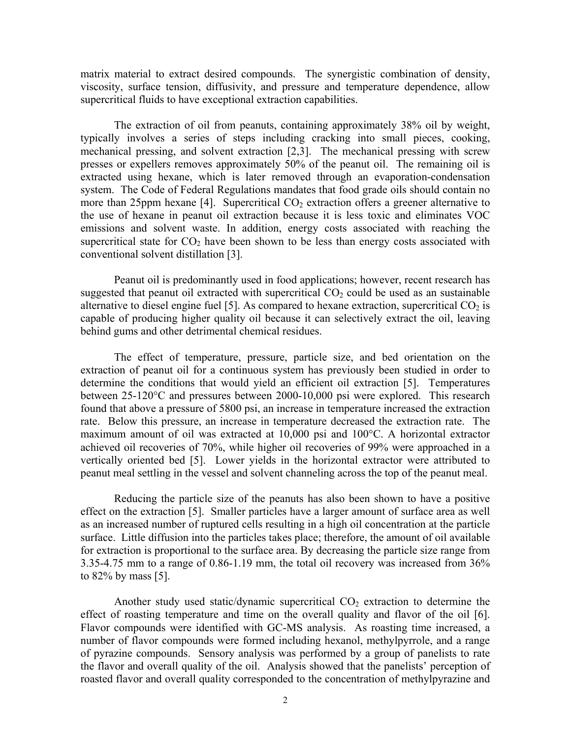matrix material to extract desired compounds. The synergistic combination of density, viscosity, surface tension, diffusivity, and pressure and temperature dependence, allow supercritical fluids to have exceptional extraction capabilities.

The extraction of oil from peanuts, containing approximately 38% oil by weight, typically involves a series of steps including cracking into small pieces, cooking, mechanical pressing, and solvent extraction [2,3]. The mechanical pressing with screw presses or expellers removes approximately 50% of the peanut oil. The remaining oil is extracted using hexane, which is later removed through an evaporation-condensation system. The Code of Federal Regulations mandates that food grade oils should contain no more than 25ppm hexane [4]. Supercritical $CO_2$ extraction offers a greener alternative to the use of hexane in peanut oil extraction because it is less toxic and eliminates VOC emissions and solvent waste. In addition, energy costs associated with reaching the supercritical state for $CO_2$ have been shown to be less than energy costs associated with conventional solvent distillation [3].

Peanut oil is predominantly used in food applications; however, recent research has suggested that peanut oil extracted with supercritical $CO_2$ could be used as an sustainable alternative to diesel engine fuel [5]. As compared to hexane extraction, supercritical $CO_2$ is capable of producing higher quality oil because it can selectively extract the oil, leaving behind gums and other detrimental chemical residues.

The effect of temperature, pressure, particle size, and bed orientation on the extraction of peanut oil for a continuous system has previously been studied in order to determine the conditions that would yield an efficient oil extraction [5]. Temperatures between 25-120°C and pressures between 2000-10,000 psi were explored. This research found that above a pressure of 5800 psi, an increase in temperature increased the extraction rate. Below this pressure, an increase in temperature decreased the extraction rate. The maximum amount of oil was extracted at 10,000 psi and 100°C. A horizontal extractor achieved oil recoveries of 70%, while higher oil recoveries of 99% were approached in a vertically oriented bed [5]. Lower yields in the horizontal extractor were attributed to peanut meal settling in the vessel and solvent channeling across the top of the peanut meal.

Reducing the particle size of the peanuts has also been shown to have a positive effect on the extraction [5]. Smaller particles have a larger amount of surface area as well as an increased number of ruptured cells resulting in a high oil concentration at the particle surface. Little diffusion into the particles takes place; therefore, the amount of oil available for extraction is proportional to the surface area. By decreasing the particle size range from 3.35-4.75 mm to a range of 0.86-1.19 mm, the total oil recovery was increased from 36% to 82% by mass [5].

Another study used static/dynamic supercritical $CO_2$ extraction to determine the effect of roasting temperature and time on the overall quality and flavor of the oil [6]. Flavor compounds were identified with GC-MS analysis. As roasting time increased, a number of flavor compounds were formed including hexanol, methylpyrrole, and a range of pyrazine compounds. Sensory analysis was performed by a group of panelists to rate the flavor and overall quality of the oil. Analysis showed that the panelists' perception of roasted flavor and overall quality corresponded to the concentration of methylpyrazine and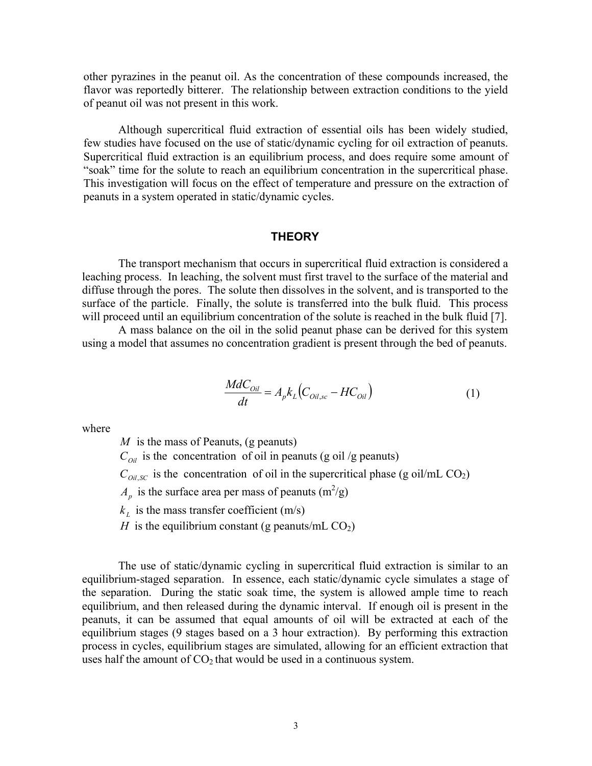other pyrazines in the peanut oil. As the concentration of these compounds increased, the flavor was reportedly bitterer. The relationship between extraction conditions to the yield of peanut oil was not present in this work.

Although supercritical fluid extraction of essential oils has been widely studied, few studies have focused on the use of static/dynamic cycling for oil extraction of peanuts. Supercritical fluid extraction is an equilibrium process, and does require some amount of "soak" time for the solute to reach an equilibrium concentration in the supercritical phase. This investigation will focus on the effect of temperature and pressure on the extraction of peanuts in a system operated in static/dynamic cycles.

## THEORY

The transport mechanism that occurs in supercritical fluid extraction is considered a leaching process. In leaching, the solvent must first travel to the surface of the material and diffuse through the pores. The solute then dissolves in the solvent, and is transported to the surface of the particle. Finally, the solute is transferred into the bulk fluid. This process will proceed until an equilibrium concentration of the solute is reached in the bulk fluid [7].

A mass balance on the oil in the solid peanut phase can be derived for this system using a model that assumes no concentration gradient is present through the bed of peanuts.

$$\frac{MdC_{Oil}}{dt} = A_p k_L \left( C_{Oil,sc} - HC_{Oil} \right) \tag{1}$$

where

- $M$ is the mass of Peanuts, (g peanuts)
- $C_{Oil}$ is the concentration of oil in peanuts (g oil /g peanuts)
- $C_{Oil,SC}$ is the concentration of oil in the supercritical phase (g oil/mL $CO_2$)
- $A_p$ is the surface area per mass of peanuts ($m^2$/g)
- $k_L$ is the mass transfer coefficient (m/s)
- $H$ is the equilibrium constant (g peanuts/mL $CO_2$)

The use of static/dynamic cycling in supercritical fluid extraction is similar to an equilibrium-staged separation. In essence, each static/dynamic cycle simulates a stage of the separation. During the static soak time, the system is allowed ample time to reach equilibrium, and then released during the dynamic interval. If enough oil is present in the peanuts, it can be assumed that equal amounts of oil will be extracted at each of the equilibrium stages (9 stages based on a 3 hour extraction). By performing this extraction process in cycles, equilibrium stages are simulated, allowing for an efficient extraction that uses half the amount of $CO_2$ that would be used in a continuous system.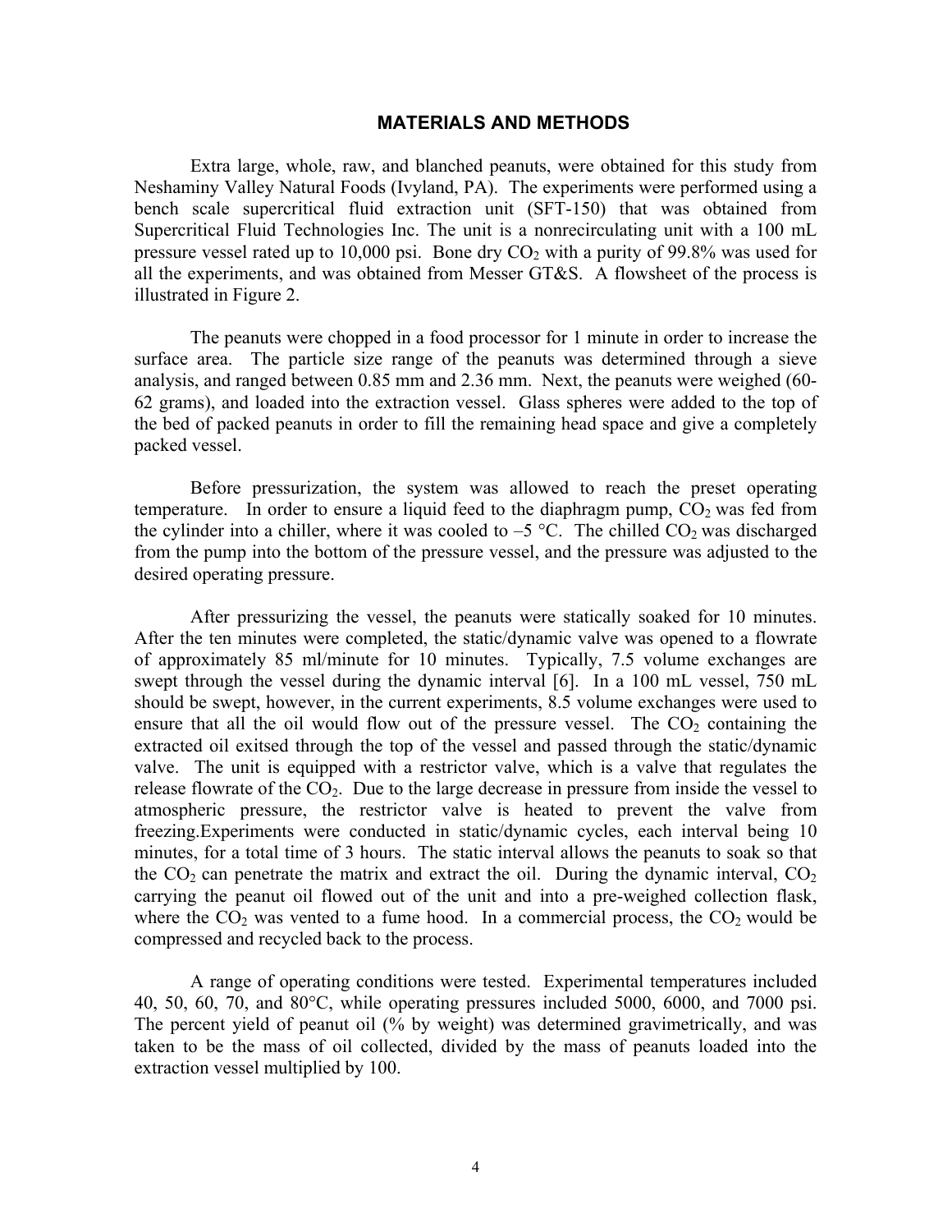## MATERIALS AND METHODS

Extra large, whole, raw, and blanched peanuts, were obtained for this study from Neshaminy Valley Natural Foods (Ivyland, PA). The experiments were performed using a bench scale supercritical fluid extraction unit (SFT-150) that was obtained from Supercritical Fluid Technologies Inc. The unit is a nonrecirculating unit with a 100 mL pressure vessel rated up to 10,000 psi. Bone dry $CO_2$ with a purity of 99.8% was used for all the experiments, and was obtained from Messer GT&S. A flowsheet of the process is illustrated in Figure 2.

The peanuts were chopped in a food processor for 1 minute in order to increase the surface area. The particle size range of the peanuts was determined through a sieve analysis, and ranged between 0.85 mm and 2.36 mm. Next, the peanuts were weighed (60-62 grams), and loaded into the extraction vessel. Glass spheres were added to the top of the bed of packed peanuts in order to fill the remaining head space and give a completely packed vessel.

Before pressurization, the system was allowed to reach the preset operating temperature. In order to ensure a liquid feed to the diaphragm pump, $CO_2$ was fed from the cylinder into a chiller, where it was cooled to –5 °C. The chilled $CO_2$ was discharged from the pump into the bottom of the pressure vessel, and the pressure was adjusted to the desired operating pressure.

After pressurizing the vessel, the peanuts were statically soaked for 10 minutes. After the ten minutes were completed, the static/dynamic valve was opened to a flowrate of approximately 85 ml/minute for 10 minutes. Typically, 7.5 volume exchanges are swept through the vessel during the dynamic interval [6]. In a 100 mL vessel, 750 mL should be swept, however, in the current experiments, 8.5 volume exchanges were used to ensure that all the oil would flow out of the pressure vessel. The $CO_2$ containing the extracted oil exitsed through the top of the vessel and passed through the static/dynamic valve. The unit is equipped with a restrictor valve, which is a valve that regulates the release flowrate of the $CO_2$. Due to the large decrease in pressure from inside the vessel to atmospheric pressure, the restrictor valve is heated to prevent the valve from freezing.Experiments were conducted in static/dynamic cycles, each interval being 10 minutes, for a total time of 3 hours. The static interval allows the peanuts to soak so that the $CO_2$ can penetrate the matrix and extract the oil. During the dynamic interval, $CO_2$ carrying the peanut oil flowed out of the unit and into a pre-weighed collection flask, where the $CO_2$ was vented to a fume hood. In a commercial process, the $CO_2$ would be compressed and recycled back to the process.

A range of operating conditions were tested. Experimental temperatures included 40, 50, 60, 70, and 80°C, while operating pressures included 5000, 6000, and 7000 psi. The percent yield of peanut oil (% by weight) was determined gravimetrically, and was taken to be the mass of oil collected, divided by the mass of peanuts loaded into the extraction vessel multiplied by 100.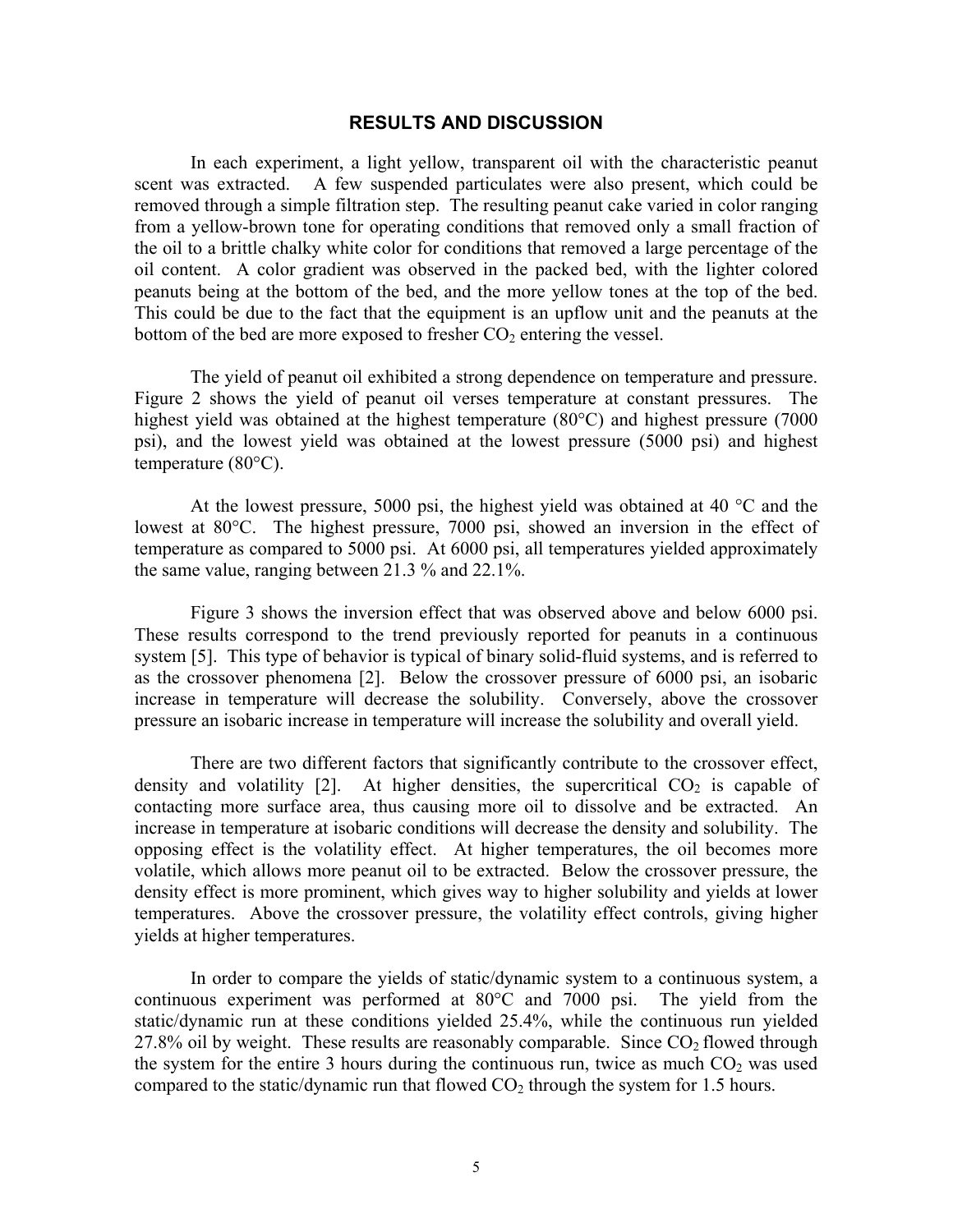## RESULTS AND DISCUSSION

In each experiment, a light yellow, transparent oil with the characteristic peanut scent was extracted. A few suspended particulates were also present, which could be removed through a simple filtration step. The resulting peanut cake varied in color ranging from a yellow-brown tone for operating conditions that removed only a small fraction of the oil to a brittle chalky white color for conditions that removed a large percentage of the oil content. A color gradient was observed in the packed bed, with the lighter colored peanuts being at the bottom of the bed, and the more yellow tones at the top of the bed. This could be due to the fact that the equipment is an upflow unit and the peanuts at the bottom of the bed are more exposed to fresher $CO_2$ entering the vessel.

The yield of peanut oil exhibited a strong dependence on temperature and pressure. Figure 2 shows the yield of peanut oil verses temperature at constant pressures. The highest yield was obtained at the highest temperature (80°C) and highest pressure (7000 psi), and the lowest yield was obtained at the lowest pressure (5000 psi) and highest temperature (80°C).

At the lowest pressure, 5000 psi, the highest yield was obtained at 40 °C and the lowest at 80°C. The highest pressure, 7000 psi, showed an inversion in the effect of temperature as compared to 5000 psi. At 6000 psi, all temperatures yielded approximately the same value, ranging between 21.3 % and 22.1%.

Figure 3 shows the inversion effect that was observed above and below 6000 psi. These results correspond to the trend previously reported for peanuts in a continuous system [5]. This type of behavior is typical of binary solid-fluid systems, and is referred to as the crossover phenomena [2]. Below the crossover pressure of 6000 psi, an isobaric increase in temperature will decrease the solubility. Conversely, above the crossover pressure an isobaric increase in temperature will increase the solubility and overall yield.

There are two different factors that significantly contribute to the crossover effect, density and volatility [2]. At higher densities, the supercritical $CO_2$ is capable of contacting more surface area, thus causing more oil to dissolve and be extracted. An increase in temperature at isobaric conditions will decrease the density and solubility. The opposing effect is the volatility effect. At higher temperatures, the oil becomes more volatile, which allows more peanut oil to be extracted. Below the crossover pressure, the density effect is more prominent, which gives way to higher solubility and yields at lower temperatures. Above the crossover pressure, the volatility effect controls, giving higher yields at higher temperatures.

In order to compare the yields of static/dynamic system to a continuous system, a continuous experiment was performed at 80°C and 7000 psi. The yield from the static/dynamic run at these conditions yielded 25.4%, while the continuous run yielded 27.8% oil by weight. These results are reasonably comparable. Since $CO_2$ flowed through the system for the entire 3 hours during the continuous run, twice as much $CO_2$ was used compared to the static/dynamic run that flowed $CO_2$ through the system for 1.5 hours.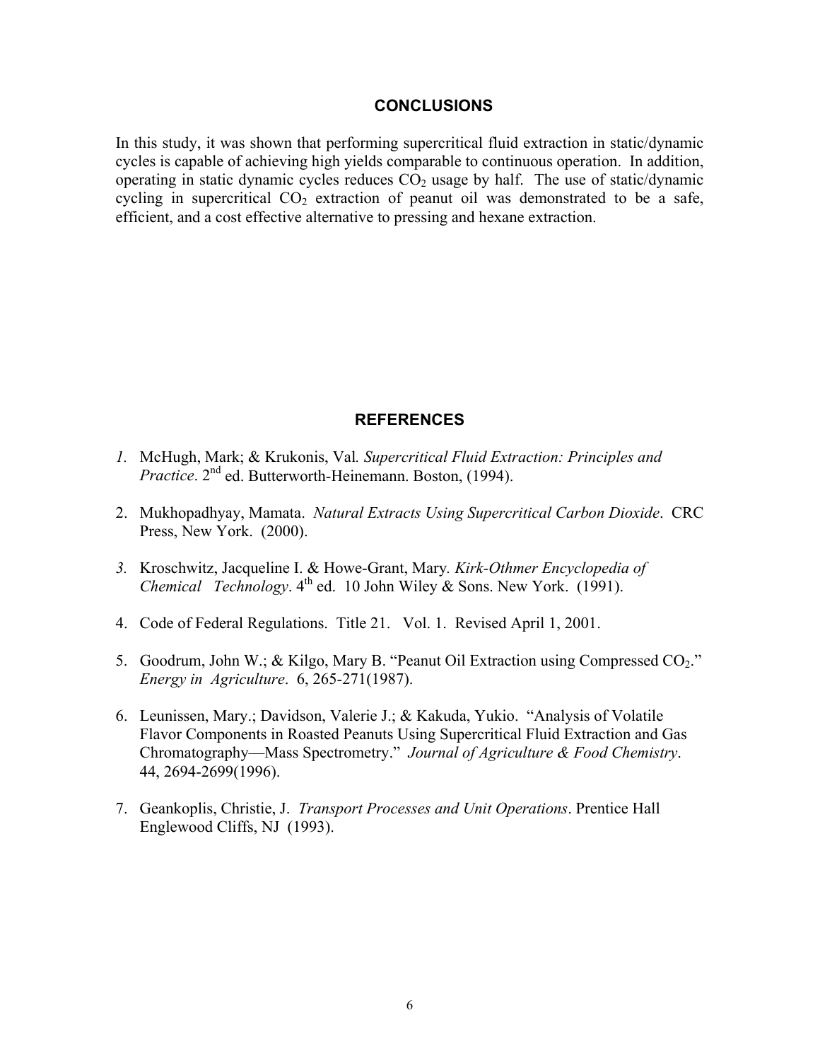## CONCLUSIONS

In this study, it was shown that performing supercritical fluid extraction in static/dynamic cycles is capable of achieving high yields comparable to continuous operation. In addition, operating in static dynamic cycles reduces $CO_2$ usage by half. The use of static/dynamic cycling in supercritical $CO_2$ extraction of peanut oil was demonstrated to be a safe, efficient, and a cost effective alternative to pressing and hexane extraction.

## REFERENCES

1. McHugh, Mark; & Krukonis, Val. *Supercritical Fluid Extraction: Principles and Practice*. 2nd ed. Butterworth-Heinemann. Boston, (1994).

2. Mukhopadhyay, Mamata. *Natural Extracts Using Supercritical Carbon Dioxide*. CRC Press, New York. (2000).

3. Kroschwitz, Jacqueline I. & Howe-Grant, Mary. *Kirk-Othmer Encyclopedia of Chemical Technology*. 4th ed. 10 John Wiley & Sons. New York. (1991).

4. Code of Federal Regulations. Title 21. Vol. 1. Revised April 1, 2001.

5. Goodrum, John W.; & Kilgo, Mary B. "Peanut Oil Extraction using Compressed $CO_2$." *Energy in Agriculture*. 6, 265-271(1987).

6. Leunissen, Mary.; Davidson, Valerie J.; & Kakuda, Yukio. "Analysis of Volatile Flavor Components in Roasted Peanuts Using Supercritical Fluid Extraction and Gas Chromatography—Mass Spectrometry." *Journal of Agriculture & Food Chemistry*. 44, 2694-2699(1996).

7. Geankoplis, Christie, J. *Transport Processes and Unit Operations*. Prentice Hall Englewood Cliffs, NJ (1993).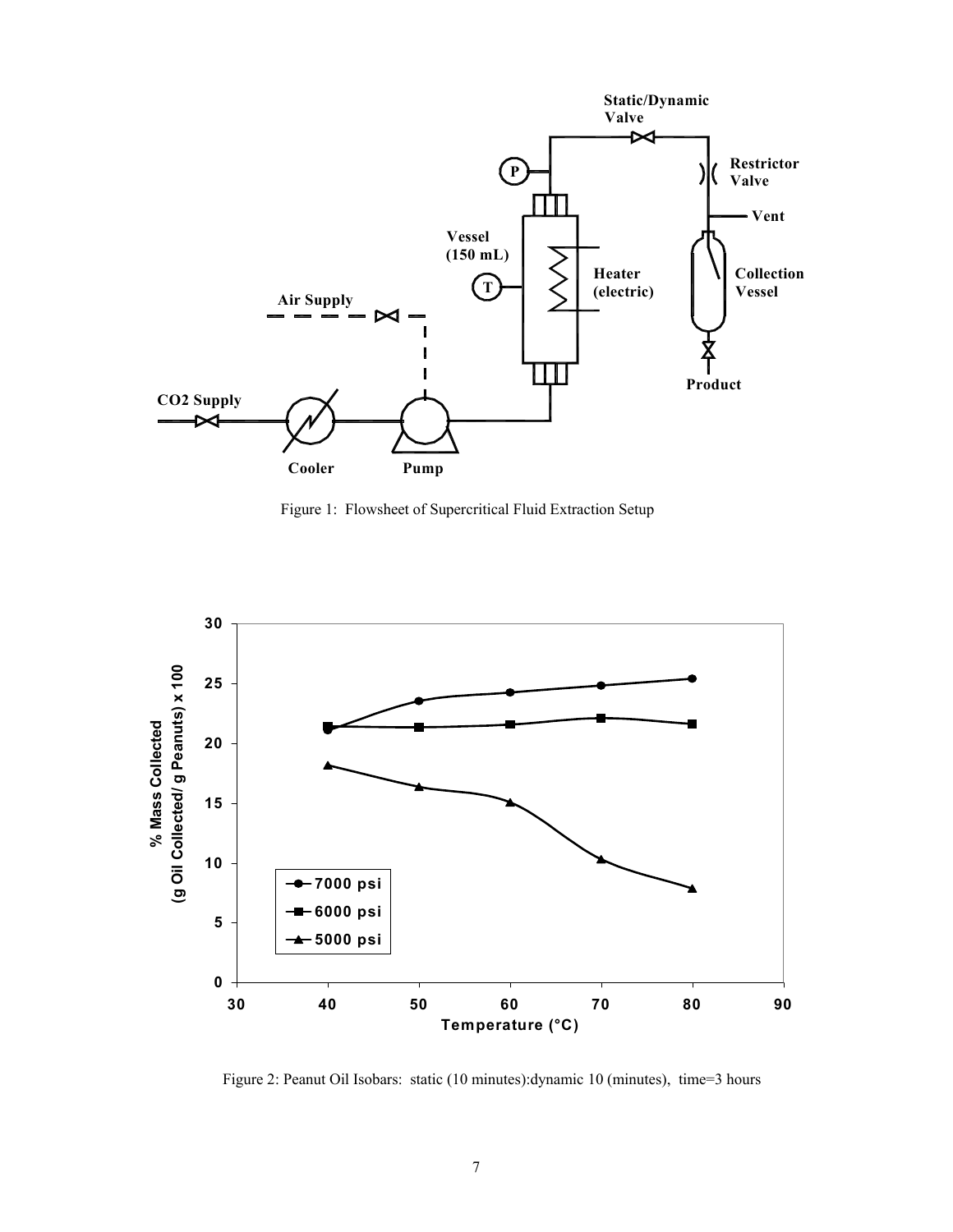Figure 1: Flowsheet of Supercritical Fluid Extraction Setup

Figure 2: Peanut Oil Isobars: static (10 minutes):dynamic 10 (minutes), time=3 hours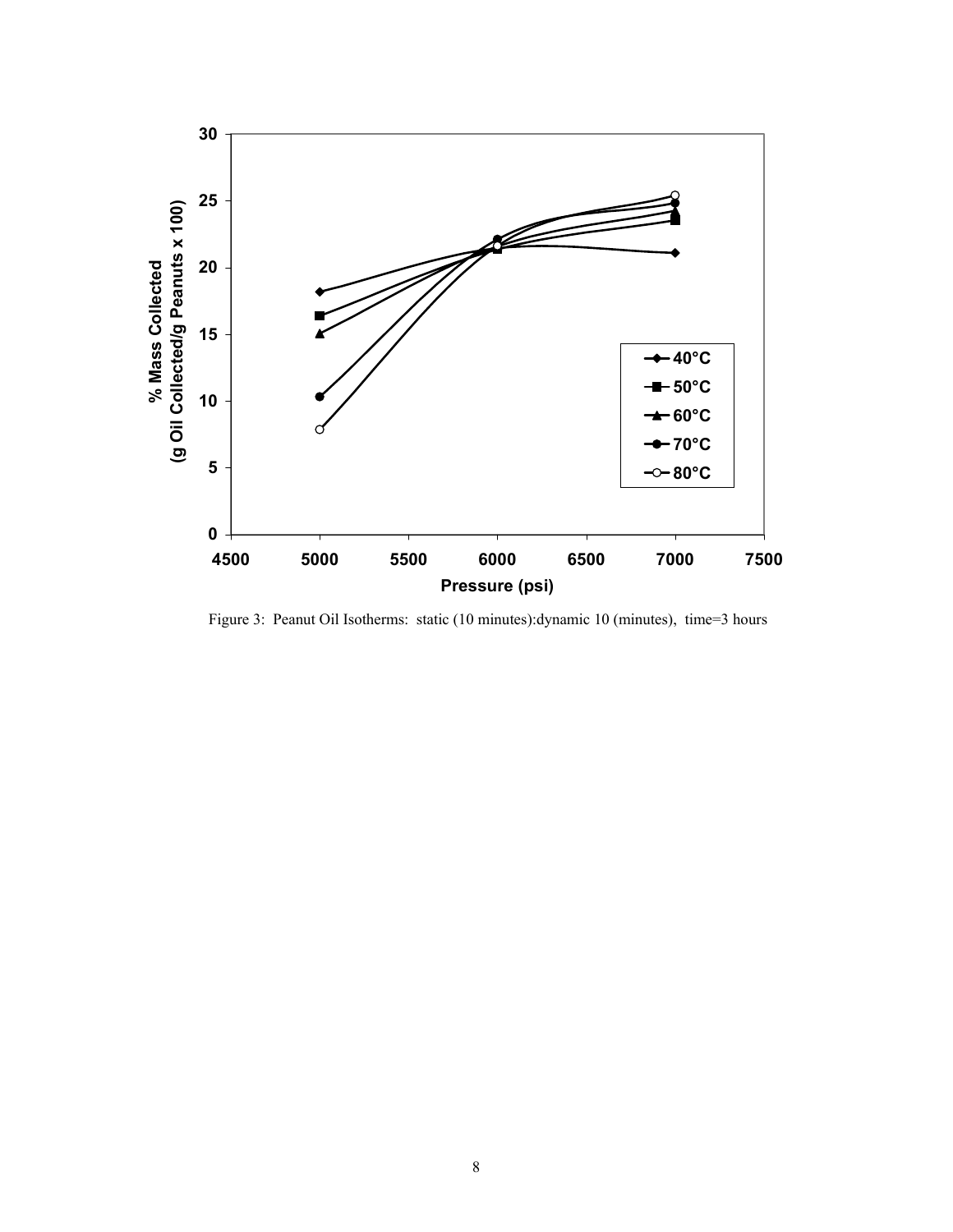30
25
20
15
10
5
0

% Mass Collected
(g Oil Collected/g Peanuts x 100)

4500 5000 5500 6000 6500 7000 7500

Pressure (psi)

40°C
50°C
60°C
70°C
80°C

Figure 3: Peanut Oil Isotherms: static (10 minutes):dynamic 10 (minutes), time=3 hours